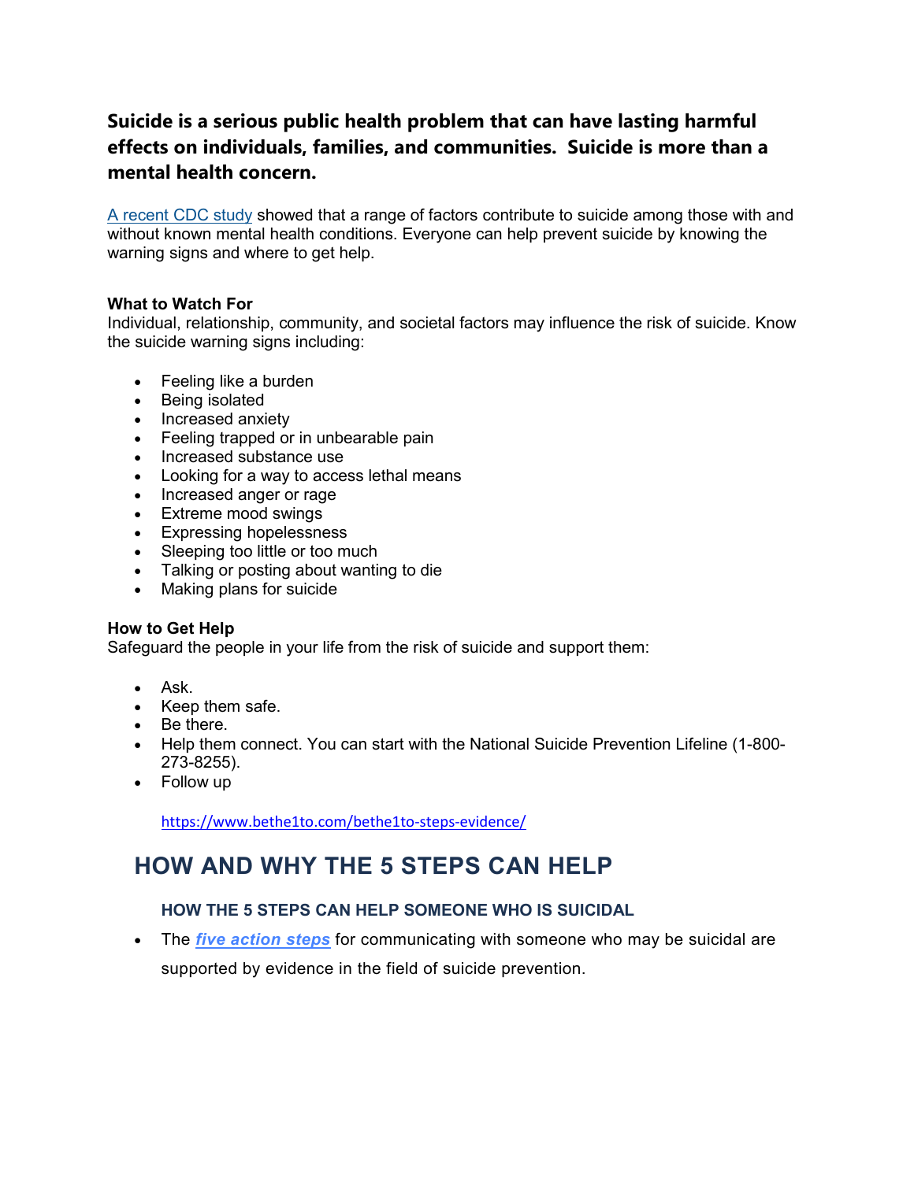**Suicide is a serious public health problem that can have lasting harmful effects on individuals, families, and communities. Suicide is more than a mental health concern.**

[A recent CDC study](#) showed that a range of factors contribute to suicide among those with and without known mental health conditions. Everyone can help prevent suicide by knowing the warning signs and where to get help.

**What to Watch For**

Individual, relationship, community, and societal factors may influence the risk of suicide. Know the suicide warning signs including:

- Feeling like a burden
- Being isolated
- Increased anxiety
- Feeling trapped or in unbearable pain
- Increased substance use
- Looking for a way to access lethal means
- Increased anger or rage
- Extreme mood swings
- Expressing hopelessness
- Sleeping too little or too much
- Talking or posting about wanting to die
- Making plans for suicide

**How to Get Help**

Safeguard the people in your life from the risk of suicide and support them:

- Ask.
- Keep them safe.
- Be there.
- Help them connect. You can start with the National Suicide Prevention Lifeline (1-800-273-8255).
- Follow up

  https://www.bethe1to.com/bethe1to-steps-evidence/

## HOW AND WHY THE 5 STEPS CAN HELP

### HOW THE 5 STEPS CAN HELP SOMEONE WHO IS SUICIDAL

- The ***five action steps*** for communicating with someone who may be suicidal are supported by evidence in the field of suicide prevention.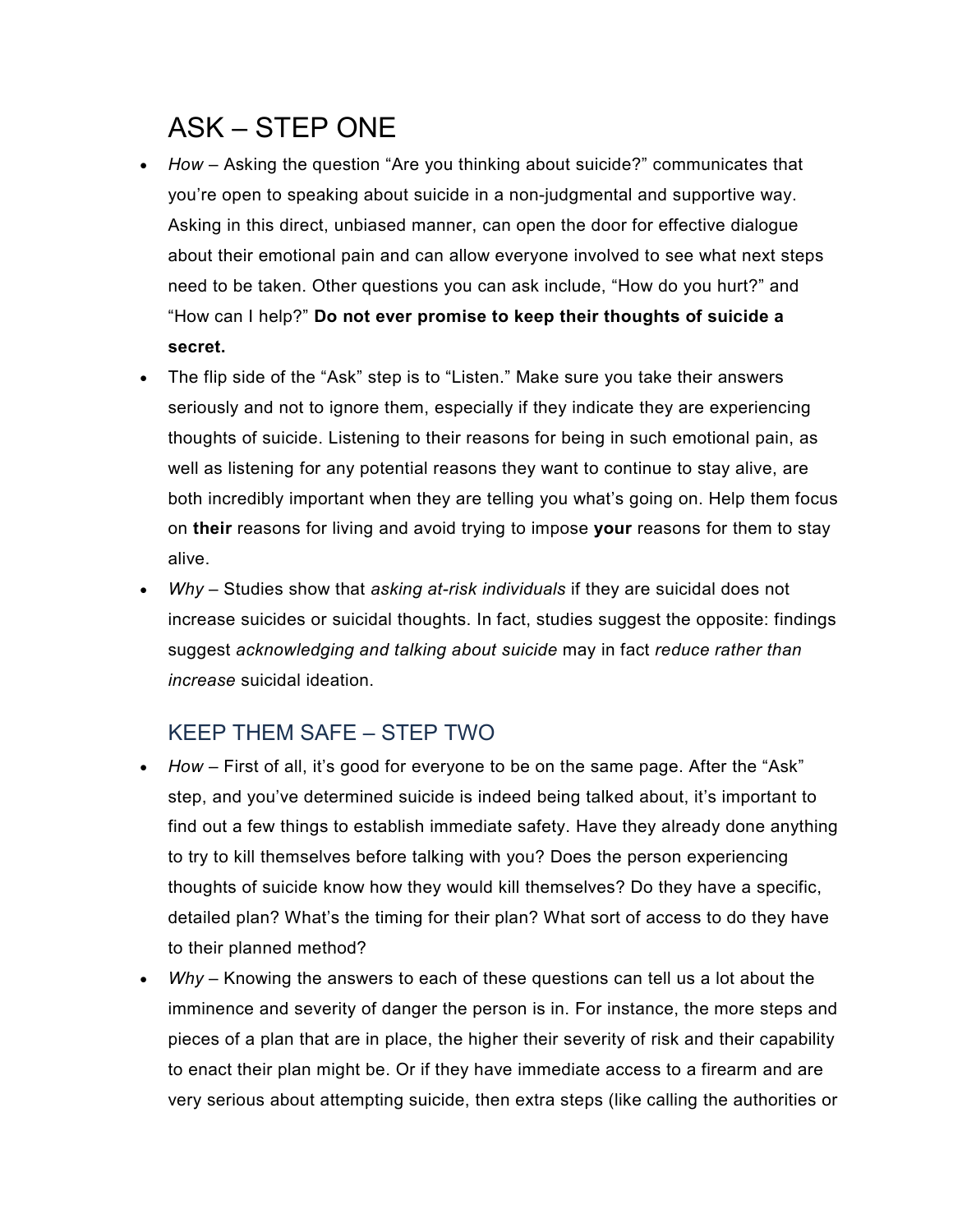## ASK – STEP ONE

- *How* – Asking the question "Are you thinking about suicide?" communicates that you're open to speaking about suicide in a non-judgmental and supportive way. Asking in this direct, unbiased manner, can open the door for effective dialogue about their emotional pain and can allow everyone involved to see what next steps need to be taken. Other questions you can ask include, "How do you hurt?" and "How can I help?" **Do not ever promise to keep their thoughts of suicide a secret.**
- The flip side of the "Ask" step is to "Listen." Make sure you take their answers seriously and not to ignore them, especially if they indicate they are experiencing thoughts of suicide. Listening to their reasons for being in such emotional pain, as well as listening for any potential reasons they want to continue to stay alive, are both incredibly important when they are telling you what's going on. Help them focus on **their** reasons for living and avoid trying to impose **your** reasons for them to stay alive.
- *Why* – Studies show that *asking at-risk individuals* if they are suicidal does not increase suicides or suicidal thoughts. In fact, studies suggest the opposite: findings suggest *acknowledging and talking about suicide* may in fact *reduce rather than increase* suicidal ideation.

## KEEP THEM SAFE – STEP TWO

- *How* – First of all, it's good for everyone to be on the same page. After the "Ask" step, and you've determined suicide is indeed being talked about, it's important to find out a few things to establish immediate safety. Have they already done anything to try to kill themselves before talking with you? Does the person experiencing thoughts of suicide know how they would kill themselves? Do they have a specific, detailed plan? What's the timing for their plan? What sort of access to do they have to their planned method?
- *Why* – Knowing the answers to each of these questions can tell us a lot about the imminence and severity of danger the person is in. For instance, the more steps and pieces of a plan that are in place, the higher their severity of risk and their capability to enact their plan might be. Or if they have immediate access to a firearm and are very serious about attempting suicide, then extra steps (like calling the authorities or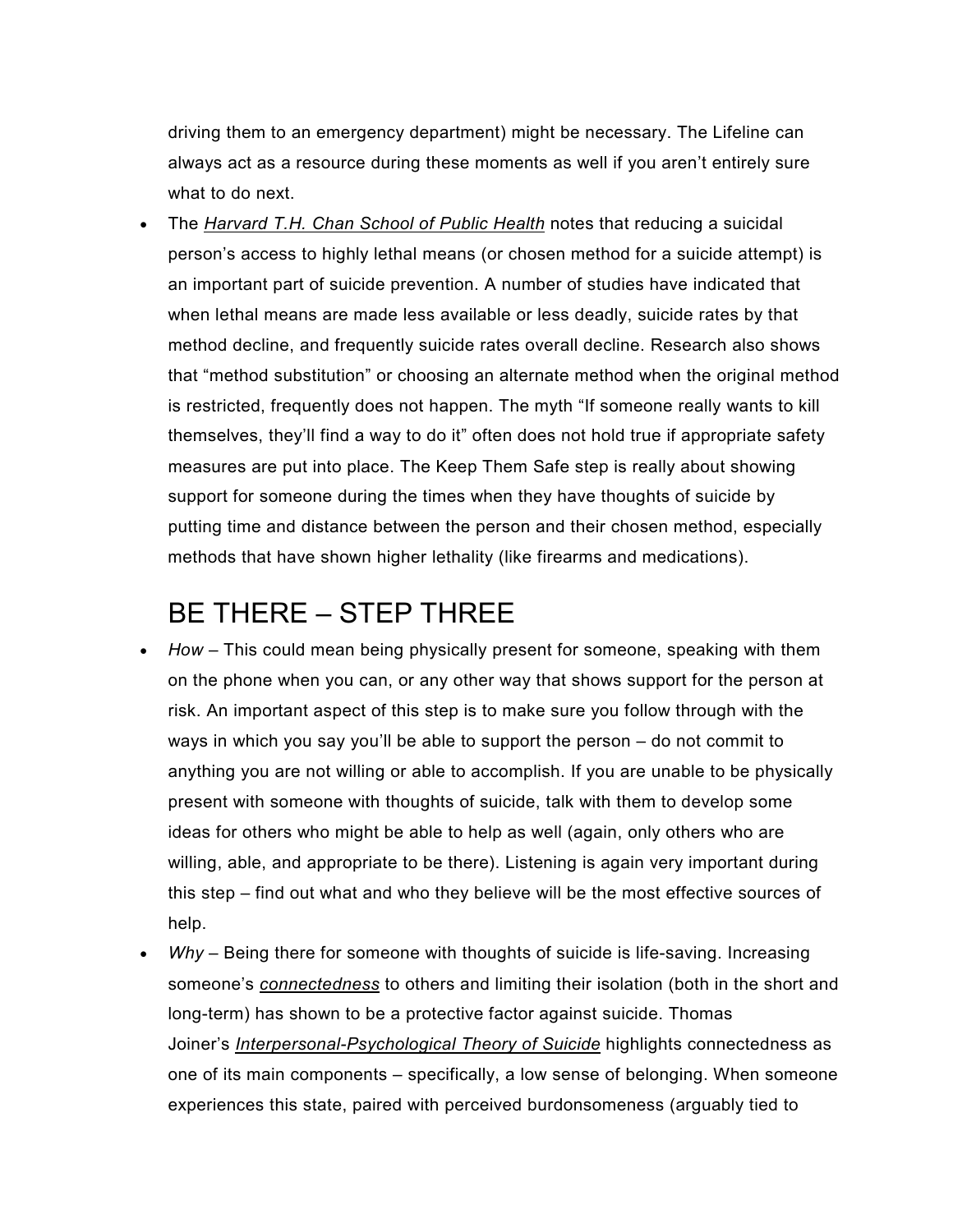driving them to an emergency department) might be necessary. The Lifeline can always act as a resource during these moments as well if you aren't entirely sure what to do next.

- The *Harvard T.H. Chan School of Public Health* notes that reducing a suicidal person's access to highly lethal means (or chosen method for a suicide attempt) is an important part of suicide prevention. A number of studies have indicated that when lethal means are made less available or less deadly, suicide rates by that method decline, and frequently suicide rates overall decline. Research also shows that "method substitution" or choosing an alternate method when the original method is restricted, frequently does not happen. The myth "If someone really wants to kill themselves, they'll find a way to do it" often does not hold true if appropriate safety measures are put into place. The Keep Them Safe step is really about showing support for someone during the times when they have thoughts of suicide by putting time and distance between the person and their chosen method, especially methods that have shown higher lethality (like firearms and medications).

# BE THERE – STEP THREE

- *How* – This could mean being physically present for someone, speaking with them on the phone when you can, or any other way that shows support for the person at risk. An important aspect of this step is to make sure you follow through with the ways in which you say you'll be able to support the person – do not commit to anything you are not willing or able to accomplish. If you are unable to be physically present with someone with thoughts of suicide, talk with them to develop some ideas for others who might be able to help as well (again, only others who are willing, able, and appropriate to be there). Listening is again very important during this step – find out what and who they believe will be the most effective sources of help.
- *Why* – Being there for someone with thoughts of suicide is life-saving. Increasing someone's *connectedness* to others and limiting their isolation (both in the short and long-term) has shown to be a protective factor against suicide. Thomas Joiner's *Interpersonal-Psychological Theory of Suicide* highlights connectedness as one of its main components – specifically, a low sense of belonging. When someone experiences this state, paired with perceived burdonsomeness (arguably tied to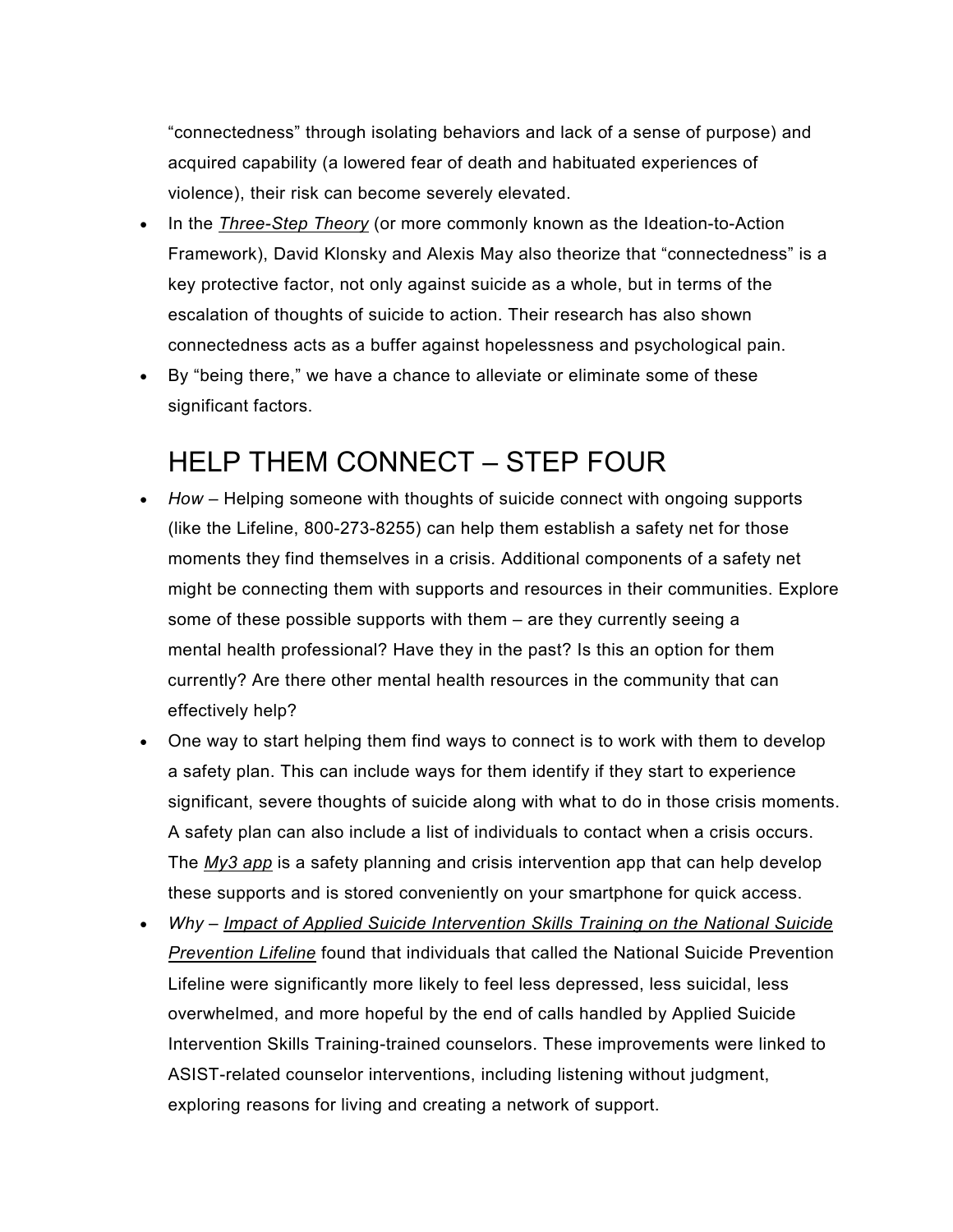"connectedness" through isolating behaviors and lack of a sense of purpose) and acquired capability (a lowered fear of death and habituated experiences of violence), their risk can become severely elevated.

- In the *Three-Step Theory* (or more commonly known as the Ideation-to-Action Framework), David Klonsky and Alexis May also theorize that "connectedness" is a key protective factor, not only against suicide as a whole, but in terms of the escalation of thoughts of suicide to action. Their research has also shown connectedness acts as a buffer against hopelessness and psychological pain.
- By "being there," we have a chance to alleviate or eliminate some of these significant factors.

# HELP THEM CONNECT – STEP FOUR

- *How* – Helping someone with thoughts of suicide connect with ongoing supports (like the Lifeline, 800-273-8255) can help them establish a safety net for those moments they find themselves in a crisis. Additional components of a safety net might be connecting them with supports and resources in their communities. Explore some of these possible supports with them – are they currently seeing a mental health professional? Have they in the past? Is this an option for them currently? Are there other mental health resources in the community that can effectively help?
- One way to start helping them find ways to connect is to work with them to develop a safety plan. This can include ways for them identify if they start to experience significant, severe thoughts of suicide along with what to do in those crisis moments. A safety plan can also include a list of individuals to contact when a crisis occurs. The *My3 app* is a safety planning and crisis intervention app that can help develop these supports and is stored conveniently on your smartphone for quick access.
- *Why* – *Impact of Applied Suicide Intervention Skills Training on the National Suicide Prevention Lifeline* found that individuals that called the National Suicide Prevention Lifeline were significantly more likely to feel less depressed, less suicidal, less overwhelmed, and more hopeful by the end of calls handled by Applied Suicide Intervention Skills Training-trained counselors. These improvements were linked to ASIST-related counselor interventions, including listening without judgment, exploring reasons for living and creating a network of support.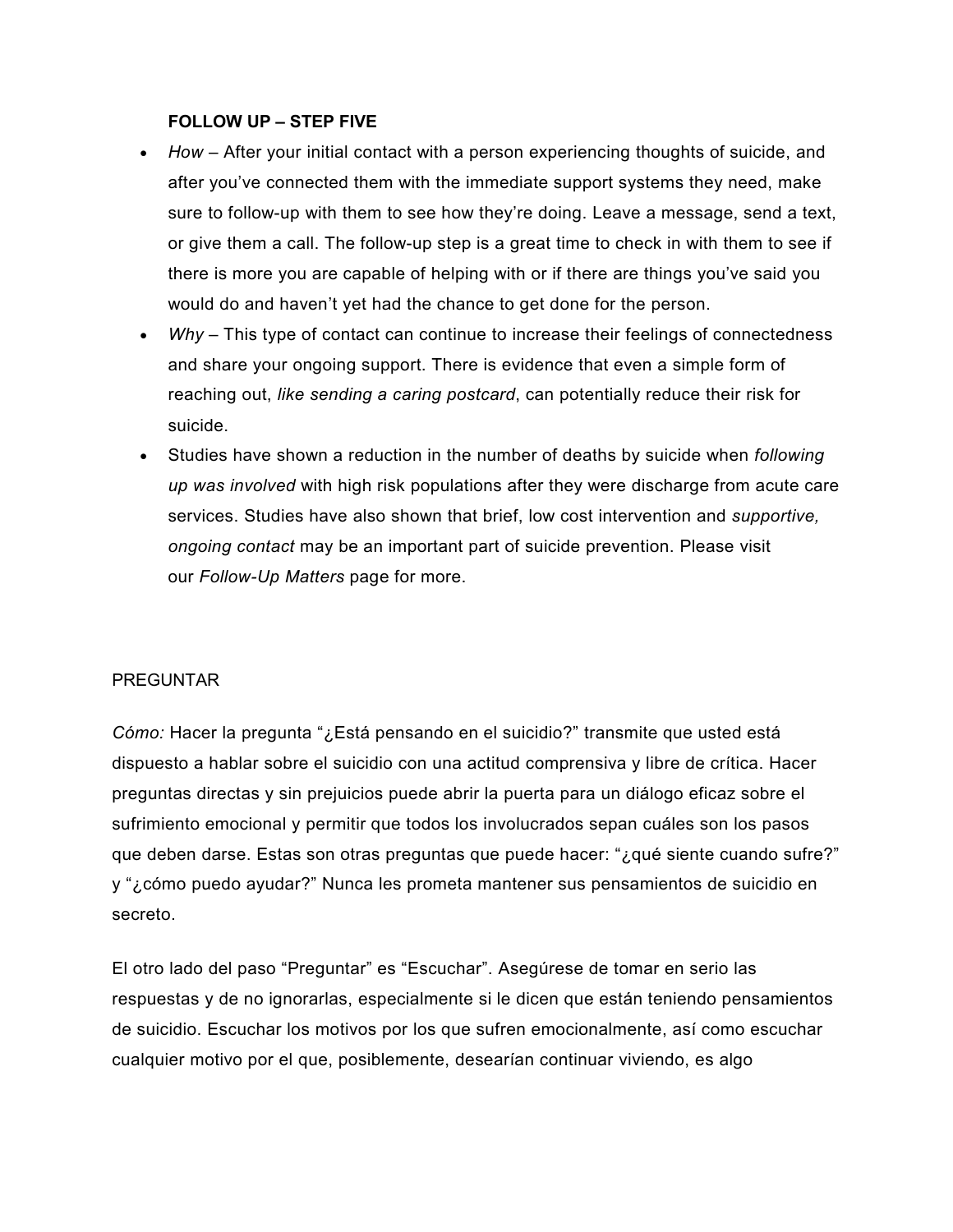**FOLLOW UP – STEP FIVE**

- *How* – After your initial contact with a person experiencing thoughts of suicide, and after you've connected them with the immediate support systems they need, make sure to follow-up with them to see how they're doing. Leave a message, send a text, or give them a call. The follow-up step is a great time to check in with them to see if there is more you are capable of helping with or if there are things you've said you would do and haven't yet had the chance to get done for the person.
- *Why* – This type of contact can continue to increase their feelings of connectedness and share your ongoing support. There is evidence that even a simple form of reaching out, *like sending a caring postcard*, can potentially reduce their risk for suicide.
- Studies have shown a reduction in the number of deaths by suicide when *following up was involved* with high risk populations after they were discharge from acute care services. Studies have also shown that brief, low cost intervention and *supportive, ongoing contact* may be an important part of suicide prevention. Please visit our *Follow-Up Matters* page for more.

PREGUNTAR

*Cómo:* Hacer la pregunta "¿Está pensando en el suicidio?" transmite que usted está dispuesto a hablar sobre el suicidio con una actitud comprensiva y libre de crítica. Hacer preguntas directas y sin prejuicios puede abrir la puerta para un diálogo eficaz sobre el sufrimiento emocional y permitir que todos los involucrados sepan cuáles son los pasos que deben darse. Estas son otras preguntas que puede hacer: "¿qué siente cuando sufre?" y "¿cómo puedo ayudar?" Nunca les prometa mantener sus pensamientos de suicidio en secreto.

El otro lado del paso "Preguntar" es "Escuchar". Asegúrese de tomar en serio las respuestas y de no ignorarlas, especialmente si le dicen que están teniendo pensamientos de suicidio. Escuchar los motivos por los que sufren emocionalmente, así como escuchar cualquier motivo por el que, posiblemente, desearían continuar viviendo, es algo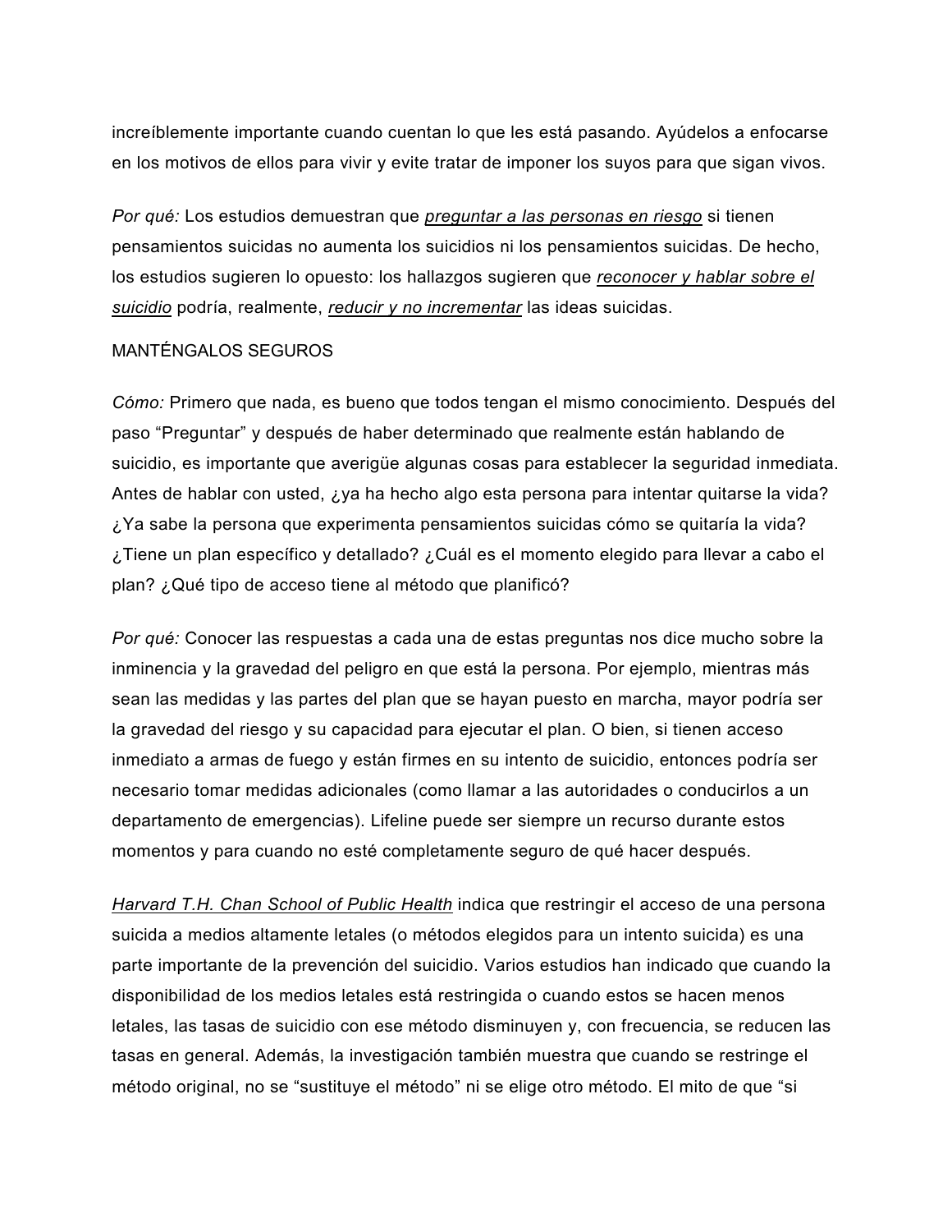increíblemente importante cuando cuentan lo que les está pasando. Ayúdelos a enfocarse en los motivos de ellos para vivir y evite tratar de imponer los suyos para que sigan vivos.

*Por qué:* Los estudios demuestran que *preguntar a las personas en riesgo* si tienen pensamientos suicidas no aumenta los suicidios ni los pensamientos suicidas. De hecho, los estudios sugieren lo opuesto: los hallazgos sugieren que *reconocer y hablar sobre el suicidio* podría, realmente, *reducir y no incrementar* las ideas suicidas.

MANTÉNGALOS SEGUROS

*Cómo:* Primero que nada, es bueno que todos tengan el mismo conocimiento. Después del paso "Preguntar" y después de haber determinado que realmente están hablando de suicidio, es importante que averigüe algunas cosas para establecer la seguridad inmediata. Antes de hablar con usted, ¿ya ha hecho algo esta persona para intentar quitarse la vida? ¿Ya sabe la persona que experimenta pensamientos suicidas cómo se quitaría la vida? ¿Tiene un plan específico y detallado? ¿Cuál es el momento elegido para llevar a cabo el plan? ¿Qué tipo de acceso tiene al método que planificó?

*Por qué:* Conocer las respuestas a cada una de estas preguntas nos dice mucho sobre la inminencia y la gravedad del peligro en que está la persona. Por ejemplo, mientras más sean las medidas y las partes del plan que se hayan puesto en marcha, mayor podría ser la gravedad del riesgo y su capacidad para ejecutar el plan. O bien, si tienen acceso inmediato a armas de fuego y están firmes en su intento de suicidio, entonces podría ser necesario tomar medidas adicionales (como llamar a las autoridades o conducirlos a un departamento de emergencias). Lifeline puede ser siempre un recurso durante estos momentos y para cuando no esté completamente seguro de qué hacer después.

*Harvard T.H. Chan School of Public Health* indica que restringir el acceso de una persona suicida a medios altamente letales (o métodos elegidos para un intento suicida) es una parte importante de la prevención del suicidio. Varios estudios han indicado que cuando la disponibilidad de los medios letales está restringida o cuando estos se hacen menos letales, las tasas de suicidio con ese método disminuyen y, con frecuencia, se reducen las tasas en general. Además, la investigación también muestra que cuando se restringe el método original, no se "sustituye el método" ni se elige otro método. El mito de que "si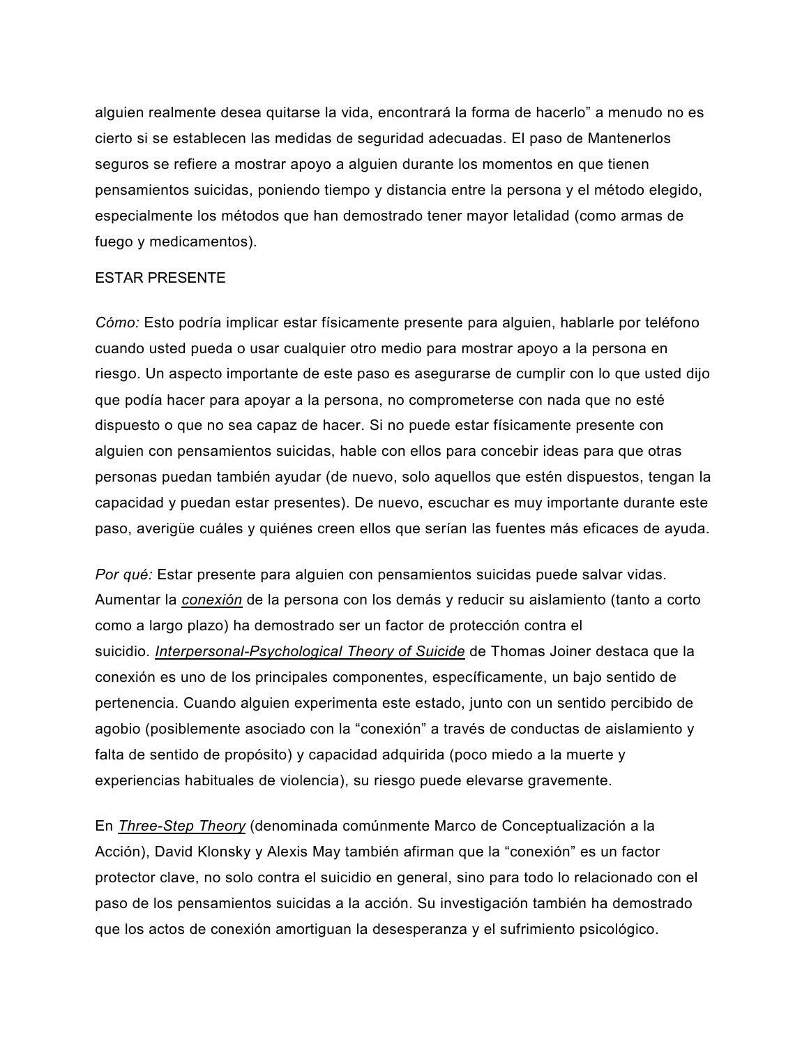alguien realmente desea quitarse la vida, encontrará la forma de hacerlo" a menudo no es cierto si se establecen las medidas de seguridad adecuadas. El paso de Mantenerlos seguros se refiere a mostrar apoyo a alguien durante los momentos en que tienen pensamientos suicidas, poniendo tiempo y distancia entre la persona y el método elegido, especialmente los métodos que han demostrado tener mayor letalidad (como armas de fuego y medicamentos).

ESTAR PRESENTE

*Cómo:* Esto podría implicar estar físicamente presente para alguien, hablarle por teléfono cuando usted pueda o usar cualquier otro medio para mostrar apoyo a la persona en riesgo. Un aspecto importante de este paso es asegurarse de cumplir con lo que usted dijo que podía hacer para apoyar a la persona, no comprometerse con nada que no esté dispuesto o que no sea capaz de hacer. Si no puede estar físicamente presente con alguien con pensamientos suicidas, hable con ellos para concebir ideas para que otras personas puedan también ayudar (de nuevo, solo aquellos que estén dispuestos, tengan la capacidad y puedan estar presentes). De nuevo, escuchar es muy importante durante este paso, averigüe cuáles y quiénes creen ellos que serían las fuentes más eficaces de ayuda.

*Por qué:* Estar presente para alguien con pensamientos suicidas puede salvar vidas. Aumentar la *conexión* de la persona con los demás y reducir su aislamiento (tanto a corto como a largo plazo) ha demostrado ser un factor de protección contra el suicidio. *Interpersonal-Psychological Theory of Suicide* de Thomas Joiner destaca que la conexión es uno de los principales componentes, específicamente, un bajo sentido de pertenencia. Cuando alguien experimenta este estado, junto con un sentido percibido de agobio (posiblemente asociado con la "conexión" a través de conductas de aislamiento y falta de sentido de propósito) y capacidad adquirida (poco miedo a la muerte y experiencias habituales de violencia), su riesgo puede elevarse gravemente.

En *Three-Step Theory* (denominada comúnmente Marco de Conceptualización a la Acción), David Klonsky y Alexis May también afirman que la "conexión" es un factor protector clave, no solo contra el suicidio en general, sino para todo lo relacionado con el paso de los pensamientos suicidas a la acción. Su investigación también ha demostrado que los actos de conexión amortiguan la desesperanza y el sufrimiento psicológico.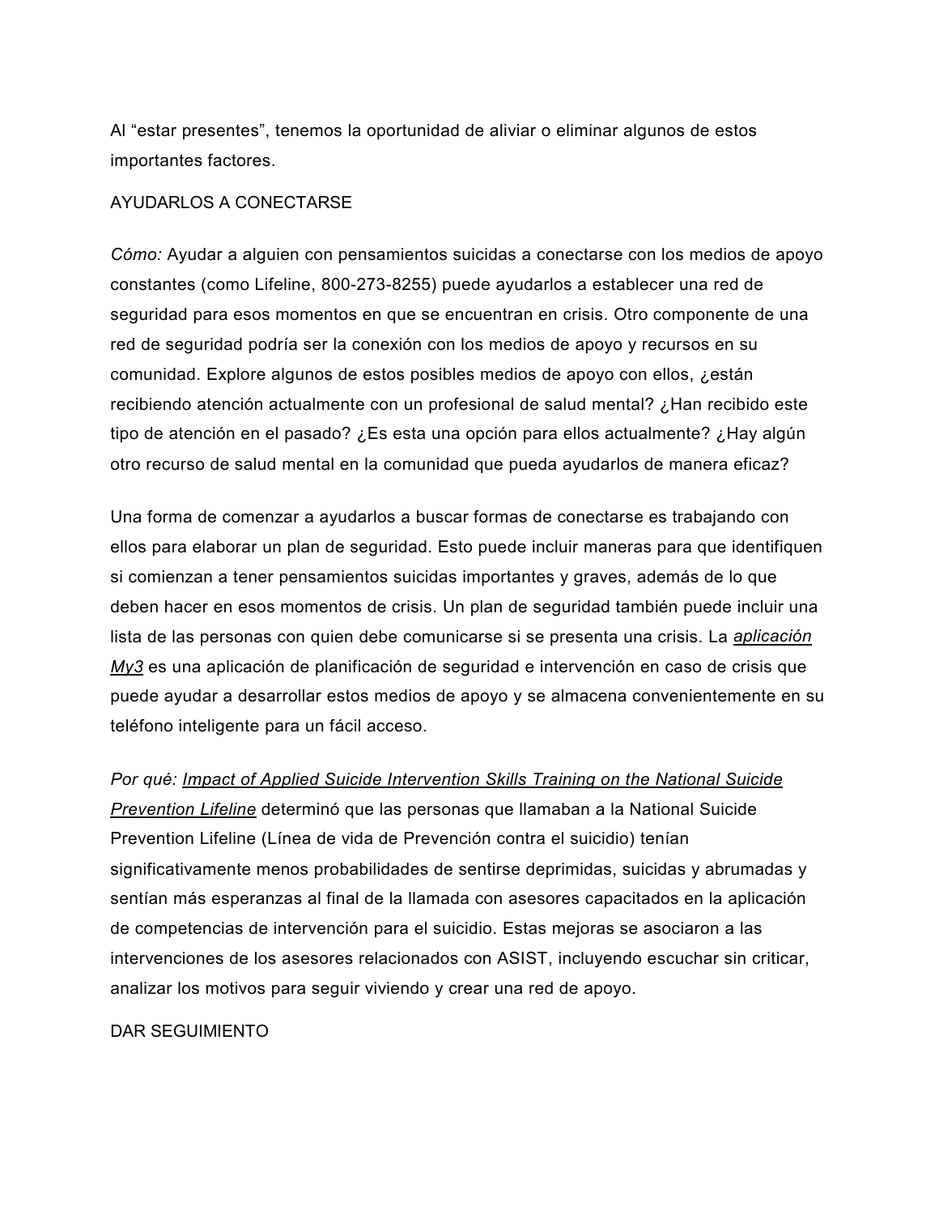Al “estar presentes”, tenemos la oportunidad de aliviar o eliminar algunos de estos importantes factores.

## AYUDARLOS A CONECTARSE

*Cómo:* Ayudar a alguien con pensamientos suicidas a conectarse con los medios de apoyo constantes (como Lifeline, 800-273-8255) puede ayudarlos a establecer una red de seguridad para esos momentos en que se encuentran en crisis. Otro componente de una red de seguridad podría ser la conexión con los medios de apoyo y recursos en su comunidad. Explore algunos de estos posibles medios de apoyo con ellos, ¿están recibiendo atención actualmente con un profesional de salud mental? ¿Han recibido este tipo de atención en el pasado? ¿Es esta una opción para ellos actualmente? ¿Hay algún otro recurso de salud mental en la comunidad que pueda ayudarlos de manera eficaz?

Una forma de comenzar a ayudarlos a buscar formas de conectarse es trabajando con ellos para elaborar un plan de seguridad. Esto puede incluir maneras para que identifiquen si comienzan a tener pensamientos suicidas importantes y graves, además de lo que deben hacer en esos momentos de crisis. Un plan de seguridad también puede incluir una lista de las personas con quien debe comunicarse si se presenta una crisis. La *aplicación My3* es una aplicación de planificación de seguridad e intervención en caso de crisis que puede ayudar a desarrollar estos medios de apoyo y se almacena convenientemente en su teléfono inteligente para un fácil acceso.

*Por qué:* *Impact of Applied Suicide Intervention Skills Training on the National Suicide Prevention Lifeline* determinó que las personas que llamaban a la National Suicide Prevention Lifeline (Línea de vida de Prevención contra el suicidio) tenían significativamente menos probabilidades de sentirse deprimidas, suicidas y abrumadas y sentían más esperanzas al final de la llamada con asesores capacitados en la aplicación de competencias de intervención para el suicidio. Estas mejoras se asociaron a las intervenciones de los asesores relacionados con ASIST, incluyendo escuchar sin criticar, analizar los motivos para seguir viviendo y crear una red de apoyo.

## DAR SEGUIMIENTO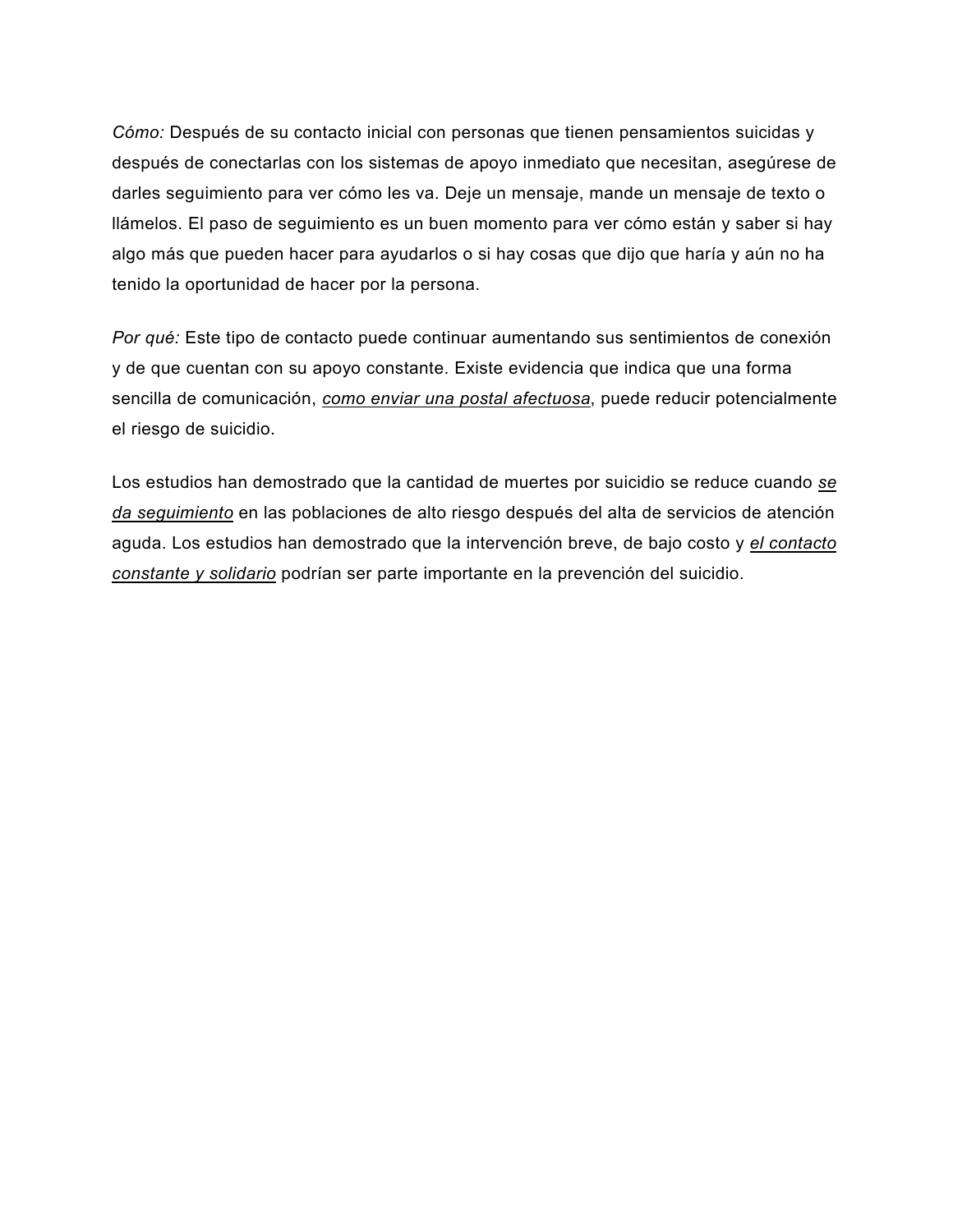*Cómo:* Después de su contacto inicial con personas que tienen pensamientos suicidas y después de conectarlas con los sistemas de apoyo inmediato que necesitan, asegúrese de darles seguimiento para ver cómo les va. Deje un mensaje, mande un mensaje de texto o llámelos. El paso de seguimiento es un buen momento para ver cómo están y saber si hay algo más que pueden hacer para ayudarlos o si hay cosas que dijo que haría y aún no ha tenido la oportunidad de hacer por la persona.

*Por qué:* Este tipo de contacto puede continuar aumentando sus sentimientos de conexión y de que cuentan con su apoyo constante. Existe evidencia que indica que una forma sencilla de comunicación, *como enviar una postal afectuosa*, puede reducir potencialmente el riesgo de suicidio.

Los estudios han demostrado que la cantidad de muertes por suicidio se reduce cuando *se da seguimiento* en las poblaciones de alto riesgo después del alta de servicios de atención aguda. Los estudios han demostrado que la intervención breve, de bajo costo y *el contacto constante y solidario* podrían ser parte importante en la prevención del suicidio.